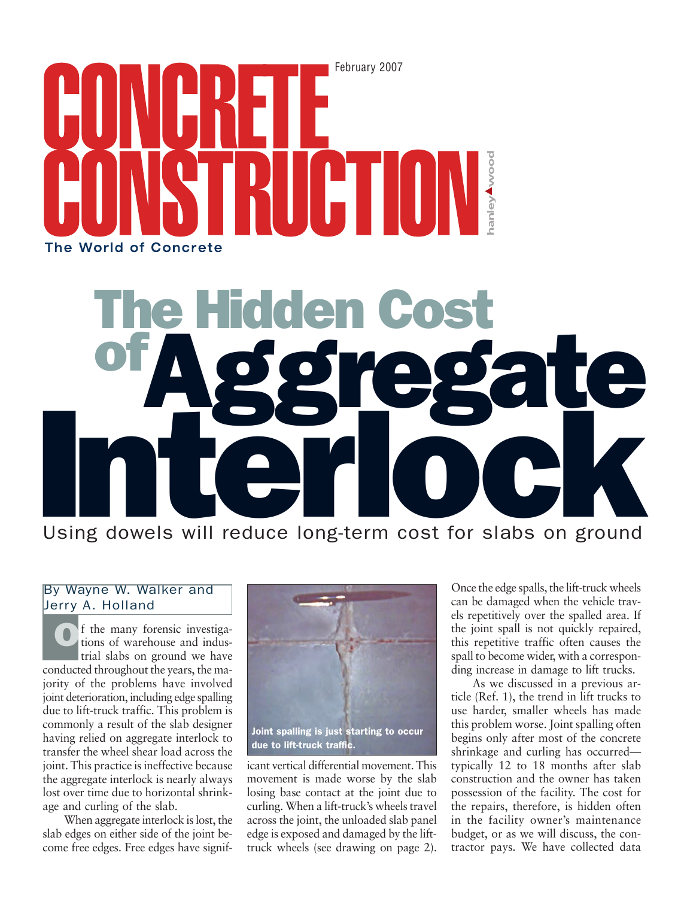# CONCRETE CONSTRUCTION

February 2007

The World of Concrete

# The Hidden Cost of Aggregate Interlock

## Using dowels will reduce long-term cost for slabs on ground

By Wayne W. Walker and Jerry A. Holland

Of the many forensic investigations of warehouse and industrial slabs on ground we have conducted throughout the years, the majority of the problems have involved joint deterioration, including edge spalling due to lift-truck traffic. This problem is commonly a result of the slab designer having relied on aggregate interlock to transfer the wheel shear load across the joint. This practice is ineffective because the aggregate interlock is nearly always lost over time due to horizontal shrinkage and curling of the slab.

When aggregate interlock is lost, the slab edges on either side of the joint become free edges. Free edges have significant vertical differential movement. This movement is made worse by the slab losing base contact at the joint due to curling. When a lift-truck's wheels travel across the joint, the unloaded slab panel edge is exposed and damaged by the lift-truck wheels (see drawing on page 2).

Joint spalling is just starting to occur due to lift-truck traffic.

Once the edge spalls, the lift-truck wheels can be damaged when the vehicle travels repetitively over the spalled area. If the joint spall is not quickly repaired, this repetitive traffic often causes the spall to become wider, with a corresponding increase in damage to lift trucks.

As we discussed in a previous article (Ref. 1), the trend in lift trucks to use harder, smaller wheels has made this problem worse. Joint spalling often begins only after most of the concrete shrinkage and curling has occurred—typically 12 to 18 months after slab construction and the owner has taken possession of the facility. The cost for the repairs, therefore, is hidden often in the facility owner's maintenance budget, or as we will discuss, the contractor pays. We have collected data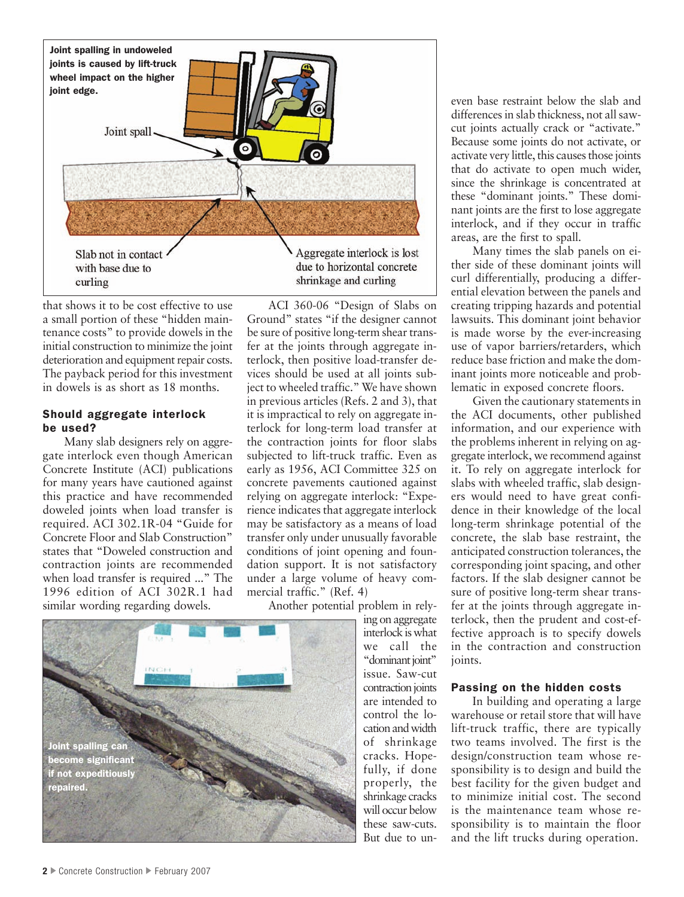Joint spalling in undoweled joints is caused by lift-truck wheel impact on the higher joint edge.

Joint spall

Slab not in contact with base due to curling

Aggregate interlock is lost due to horizontal concrete shrinkage and curling

that shows it to be cost effective to use a small portion of these "hidden maintenance costs" to provide dowels in the initial construction to minimize the joint deterioration and equipment repair costs. The payback period for this investment in dowels is as short as 18 months.

### Should aggregate interlock be used?

Many slab designers rely on aggregate interlock even though American Concrete Institute (ACI) publications for many years have cautioned against this practice and have recommended doweled joints when load transfer is required. ACI 302.1R-04 "Guide for Concrete Floor and Slab Construction" states that "Doweled construction and contraction joints are recommended when load transfer is required ..." The 1996 edition of ACI 302R.1 had similar wording regarding dowels.

ACI 360-06 "Design of Slabs on Ground" states "if the designer cannot be sure of positive long-term shear transfer at the joints through aggregate interlock, then positive load-transfer devices should be used at all joints subject to wheeled traffic." We have shown in previous articles (Refs. 2 and 3), that it is impractical to rely on aggregate interlock for long-term load transfer at the contraction joints for floor slabs subjected to lift-truck traffic. Even as early as 1956, ACI Committee 325 on concrete pavements cautioned against relying on aggregate interlock: "Experience indicates that aggregate interlock may be satisfactory as a means of load transfer only under unusually favorable conditions of joint opening and foundation support. It is not satisfactory under a large volume of heavy commercial traffic." (Ref. 4)

Another potential problem in relying on aggregate interlock is what we call the "dominant joint" issue. Saw-cut contraction joints are intended to control the location and width of shrinkage cracks. Hopefully, if done properly, the shrinkage cracks will occur below these saw-cuts. But due to uneven base restraint below the slab and differences in slab thickness, not all saw-cut joints actually crack or "activate." Because some joints do not activate, or activate very little, this causes those joints that do activate to open much wider, since the shrinkage is concentrated at these "dominant joints." These dominant joints are the first to lose aggregate interlock, and if they occur in traffic areas, are the first to spall.

Joint spalling can become significant if not expeditiously repaired.

Many times the slab panels on either side of these dominant joints will curl differentially, producing a differential elevation between the panels and creating tripping hazards and potential lawsuits. This dominant joint behavior is made worse by the ever-increasing use of vapor barriers/retarders, which reduce base friction and make the dominant joints more noticeable and problematic in exposed concrete floors.

Given the cautionary statements in the ACI documents, other published information, and our experience with the problems inherent in relying on aggregate interlock, we recommend against it. To rely on aggregate interlock for slabs with wheeled traffic, slab designers would need to have great confidence in their knowledge of the local long-term shrinkage potential of the concrete, the slab base restraint, the anticipated construction tolerances, the corresponding joint spacing, and other factors. If the slab designer cannot be sure of positive long-term shear transfer at the joints through aggregate interlock, then the prudent and cost-effective approach is to specify dowels in the contraction and construction joints.

### Passing on the hidden costs

In building and operating a large warehouse or retail store that will have lift-truck traffic, there are typically two teams involved. The first is the design/construction team whose responsibility is to design and build the best facility for the given budget and to minimize initial cost. The second is the maintenance team whose responsibility is to maintain the floor and the lift trucks during operation.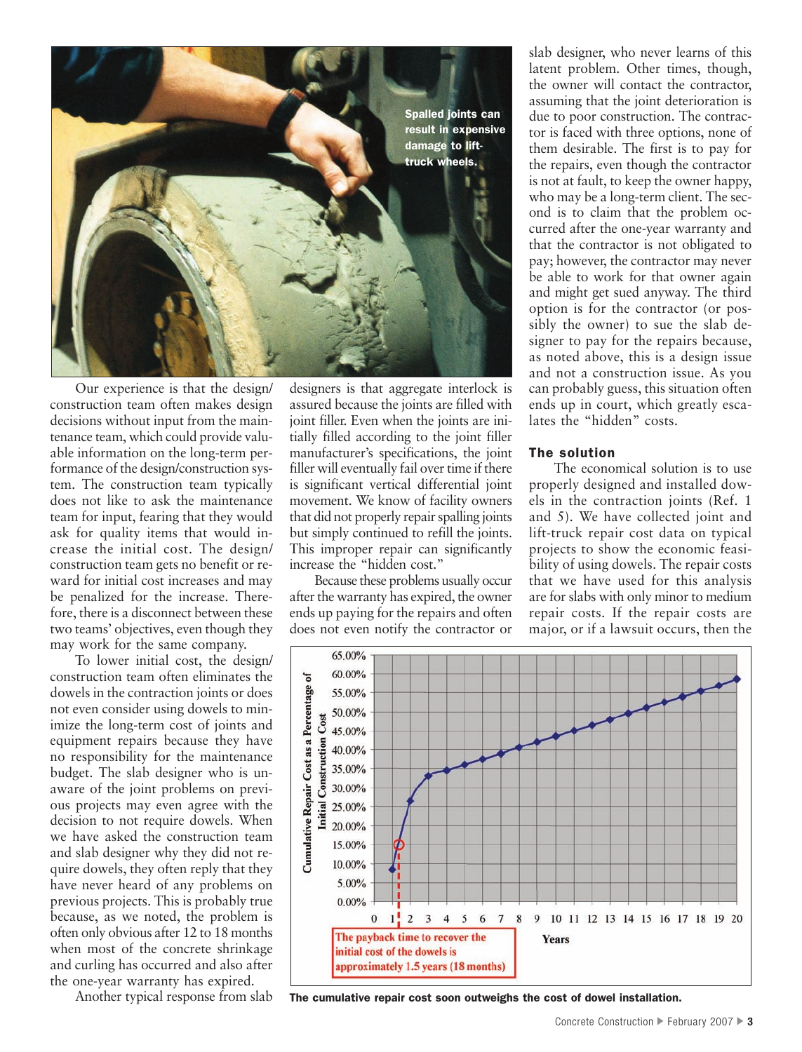Spalled joints can result in expensive damage to lift-truck wheels.

Our experience is that the design/construction team often makes design decisions without input from the maintenance team, which could provide valuable information on the long-term performance of the design/construction system. The construction team typically does not like to ask the maintenance team for input, fearing that they would ask for quality items that would increase the initial cost. The design/construction team gets no benefit or reward for initial cost increases and may be penalized for the increase. Therefore, there is a disconnect between these two teams' objectives, even though they may work for the same company.

To lower initial cost, the design/construction team often eliminates the dowels in the contraction joints or does not even consider using dowels to minimize the long-term cost of joints and equipment repairs because they have no responsibility for the maintenance budget. The slab designer who is unaware of the joint problems on previous projects may even agree with the decision to not require dowels. When we have asked the construction team and slab designer why they did not require dowels, they often reply that they have never heard of any problems on previous projects. This is probably true because, as we noted, the problem is often only obvious after 12 to 18 months when most of the concrete shrinkage and curling has occurred and also after the one-year warranty has expired.

Another typical response from slab designers is that aggregate interlock is assured because the joints are filled with joint filler. Even when the joints are initially filled according to the joint filler manufacturer's specifications, the joint filler will eventually fail over time if there is significant vertical differential joint movement. We know of facility owners that did not properly repair spalling joints but simply continued to refill the joints. This improper repair can significantly increase the "hidden cost."

Because these problems usually occur after the warranty has expired, the owner ends up paying for the repairs and often does not even notify the contractor or slab designer, who never learns of this latent problem. Other times, though, the owner will contact the contractor, assuming that the joint deterioration is due to poor construction. The contractor is faced with three options, none of them desirable. The first is to pay for the repairs, even though the contractor is not at fault, to keep the owner happy, who may be a long-term client. The second is to claim that the problem occurred after the one-year warranty and that the contractor is not obligated to pay; however, the contractor may never be able to work for that owner again and might get sued anyway. The third option is for the contractor (or possibly the owner) to sue the slab designer to pay for the repairs because, as noted above, this is a design issue and not a construction issue. As you can probably guess, this situation often ends up in court, which greatly escalates the "hidden" costs.

### The solution

The economical solution is to use properly designed and installed dowels in the contraction joints (Ref. 1 and 5). We have collected joint and lift-truck repair cost data on typical projects to show the economic feasibility of using dowels. The repair costs that we have used for this analysis are for slabs with only minor to medium repair costs. If the repair costs are major, or if a lawsuit occurs, then the

The payback time to recover the initial cost of the dowels is approximately 1.5 years (18 months)

The cumulative repair cost soon outweighs the cost of dowel installation.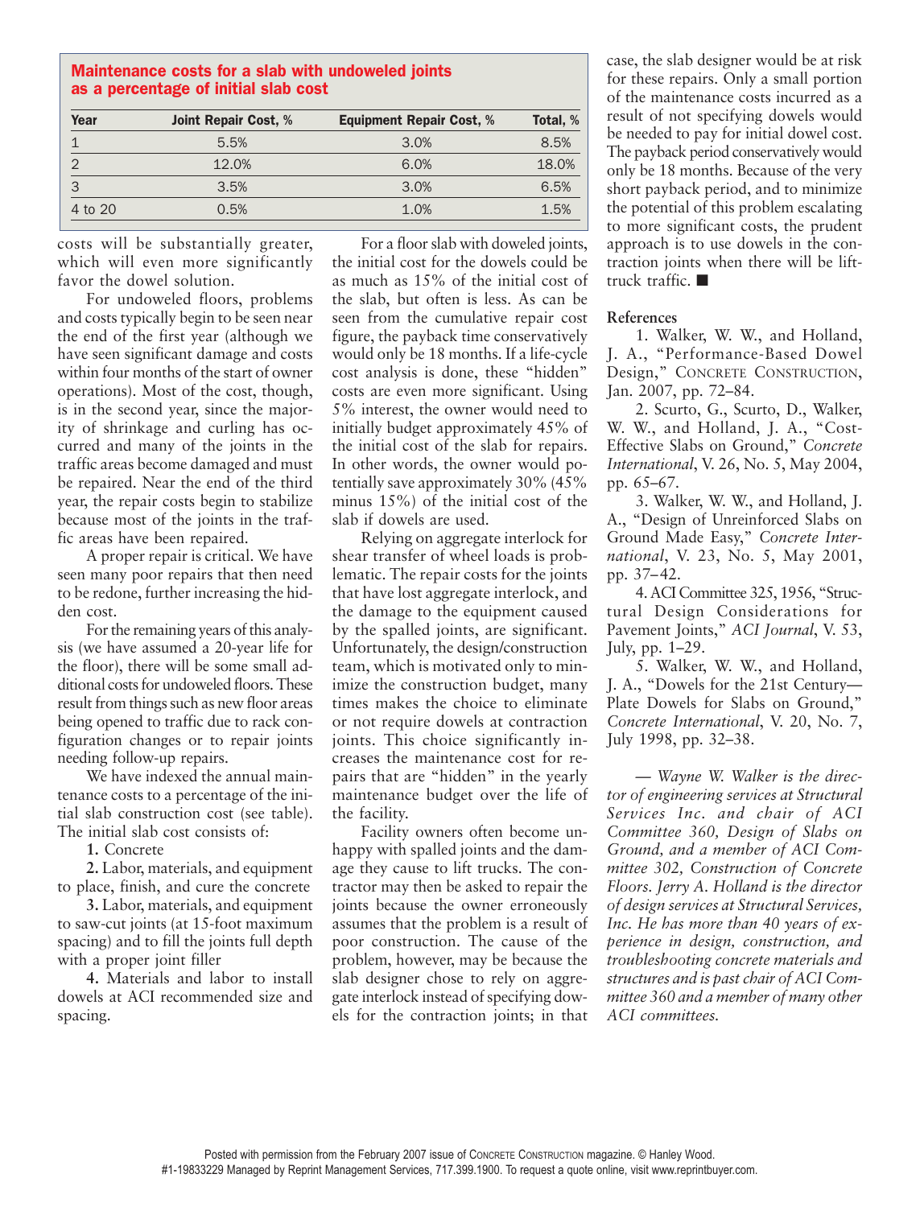**Maintenance costs for a slab with undoweled joints as a percentage of initial slab cost**

| Year | Joint Repair Cost, % | Equipment Repair Cost, % | Total, % |
| --- | --- | --- | --- |
| 1 | 5.5% | 3.0% | 8.5% |
| 2 | 12.0% | 6.0% | 18.0% |
| 3 | 3.5% | 3.0% | 6.5% |
| 4 to 20 | 0.5% | 1.0% | 1.5% |

costs will be substantially greater, which will even more significantly favor the dowel solution.

For undoweled floors, problems and costs typically begin to be seen near the end of the first year (although we have seen significant damage and costs within four months of the start of owner operations). Most of the cost, though, is in the second year, since the majority of shrinkage and curling has occurred and many of the joints in the traffic areas become damaged and must be repaired. Near the end of the third year, the repair costs begin to stabilize because most of the joints in the traffic areas have been repaired.

A proper repair is critical. We have seen many poor repairs that then need to be redone, further increasing the hidden cost.

For the remaining years of this analysis (we have assumed a 20-year life for the floor), there will be some small additional costs for undoweled floors. These result from things such as new floor areas being opened to traffic due to rack configuration changes or to repair joints needing follow-up repairs.

We have indexed the annual maintenance costs to a percentage of the initial slab construction cost (see table). The initial slab cost consists of:

**1.** Concrete

**2.** Labor, materials, and equipment to place, finish, and cure the concrete

**3.** Labor, materials, and equipment to saw-cut joints (at 15-foot maximum spacing) and to fill the joints full depth with a proper joint filler

**4.** Materials and labor to install dowels at ACI recommended size and spacing.

For a floor slab with doweled joints, the initial cost for the dowels could be as much as 15% of the initial cost of the slab, but often is less. As can be seen from the cumulative repair cost figure, the payback time conservatively would only be 18 months. If a life-cycle cost analysis is done, these "hidden" costs are even more significant. Using 5% interest, the owner would need to initially budget approximately 45% of the initial cost of the slab for repairs. In other words, the owner would potentially save approximately 30% (45% minus 15%) of the initial cost of the slab if dowels are used.

Relying on aggregate interlock for shear transfer of wheel loads is problematic. The repair costs for the joints that have lost aggregate interlock, and the damage to the equipment caused by the spalled joints, are significant. Unfortunately, the design/construction team, which is motivated only to minimize the construction budget, many times makes the choice to eliminate or not require dowels at contraction joints. This choice significantly increases the maintenance cost for repairs that are "hidden" in the yearly maintenance budget over the life of the facility.

Facility owners often become unhappy with spalled joints and the damage they cause to lift trucks. The contractor may then be asked to repair the joints because the owner erroneously assumes that the problem is a result of poor construction. The cause of the problem, however, may be because the slab designer chose to rely on aggregate interlock instead of specifying dowels for the contraction joints; in that case, the slab designer would be at risk for these repairs. Only a small portion of the maintenance costs incurred as a result of not specifying dowels would be needed to pay for initial dowel cost. The payback period conservatively would only be 18 months. Because of the very short payback period, and to minimize the potential of this problem escalating to more significant costs, the prudent approach is to use dowels in the contraction joints when there will be lift-truck traffic. ■

**References**

1. Walker, W. W., and Holland, J. A., "Performance-Based Dowel Design," CONCRETE CONSTRUCTION, Jan. 2007, pp. 72–84.

2. Scurto, G., Scurto, D., Walker, W. W., and Holland, J. A., "Cost-Effective Slabs on Ground," *Concrete International*, V. 26, No. 5, May 2004, pp. 65–67.

3. Walker, W. W., and Holland, J. A., "Design of Unreinforced Slabs on Ground Made Easy," *Concrete International*, V. 23, No. 5, May 2001, pp. 37–42.

4. ACI Committee 325, 1956, "Structural Design Considerations for Pavement Joints," *ACI Journal*, V. 53, July, pp. 1–29.

5. Walker, W. W., and Holland, J. A., "Dowels for the 21st Century—Plate Dowels for Slabs on Ground," *Concrete International*, V. 20, No. 7, July 1998, pp. 32–38.

*— Wayne W. Walker is the director of engineering services at Structural Services Inc. and chair of ACI Committee 360, Design of Slabs on Ground, and a member of ACI Committee 302, Construction of Concrete Floors. Jerry A. Holland is the director of design services at Structural Services, Inc. He has more than 40 years of experience in design, construction, and troubleshooting concrete materials and structures and is past chair of ACI Committee 360 and a member of many other ACI committees.*

Posted with permission from the February 2007 issue of CONCRETE CONSTRUCTION magazine. © Hanley Wood.
#1-19833229 Managed by Reprint Management Services, 717.399.1900. To request a quote online, visit www.reprintbuyer.com.